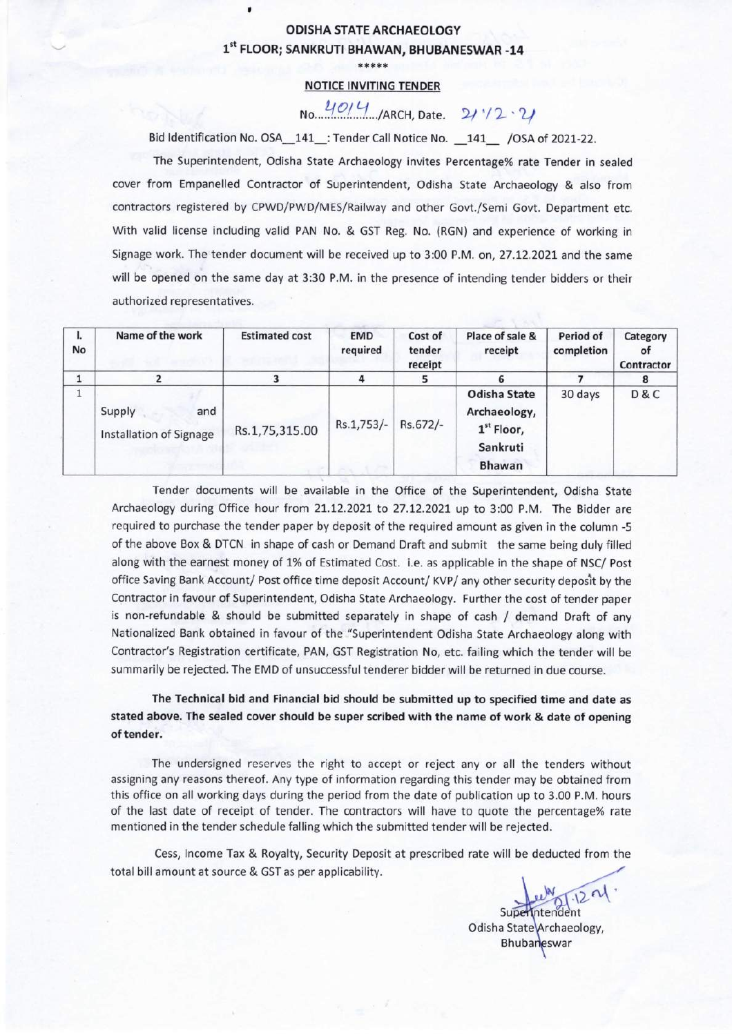# ODISHA STATE ARCHAEOLOGY

## 1st FLOOR; SANKRUTI BHAWAN, BHUBANESWAR -14

\*\*\*\*\*

### NOTICE INVITING TENDER

No. 4014 /ARCH, Date. 21/12/21

Bid Identification No. OSA\_\_141\_\_: Tender Call Notice No. \_\_141\_\_ /OSA of 2021-22.

The Superintendent, Odisha State Archaeology invites Percentage% rate Tender in sealed cover from Empanelled Contractor of Superintendent, Odisha State Archaeology & also from contractors registered by CPWD/PWD/MES/Railway and other Govt./Semi Govt. Department etc. With valid license including valid PAN No. & GST Reg. No. (RGN) and experience of working in Signage work. The tender document will be received up to 3:00 P.M. on, 27.12.2021 and the same will be opened on the same day at 3:30 P.M. in the presence of intending tender bidders or their authorized representatives.

| I. No | Name of the work | Estimated cost | EMD required | Cost of tender receipt | Place of sale & receipt | Period of completion | Category of Contractor |
|---|---|---|---|---|---|---|---|
| 1 | 2 | 3 | 4 | 5 | 6 | 7 | 8 |
| 1 | Supply and Installation of Signage | Rs.1,75,315.00 | Rs.1,753/- | Rs.672/- | Odisha State Archaeology, 1st Floor, Sankruti Bhawan | 30 days | D & C |

Tender documents will be available in the Office of the Superintendent, Odisha State Archaeology during Office hour from 21.12.2021 to 27.12.2021 up to 3:00 P.M. The Bidder are required to purchase the tender paper by deposit of the required amount as given in the column -5 of the above Box & DTCN in shape of cash or Demand Draft and submit the same being duly filled along with the earnest money of 1% of Estimated Cost. i.e. as applicable in the shape of NSC/ Post office Saving Bank Account/ Post office time deposit Account/ KVP/ any other security deposit by the Contractor in favour of Superintendent, Odisha State Archaeology. Further the cost of tender paper is non-refundable & should be submitted separately in shape of cash / demand Draft of any Nationalized Bank obtained in favour of the "Superintendent Odisha State Archaeology along with Contractor's Registration certificate, PAN, GST Registration No, etc. failing which the tender will be summarily be rejected. The EMD of unsuccessful tenderer bidder will be returned in due course.

**The Technical bid and Financial bid should be submitted up to specified time and date as stated above. The sealed cover should be super scribed with the name of work & date of opening of tender.**

The undersigned reserves the right to accept or reject any or all the tenders without assigning any reasons thereof. Any type of information regarding this tender may be obtained from this office on all working days during the period from the date of publication up to 3.00 P.M. hours of the last date of receipt of tender. The contractors will have to quote the percentage% rate mentioned in the tender schedule falling which the submitted tender will be rejected.

Cess, Income Tax & Royalty, Security Deposit at prescribed rate will be deducted from the total bill amount at source & GST as per applicability.

21.12.21

Superintendent
Odisha State Archaeology,
Bhubaneswar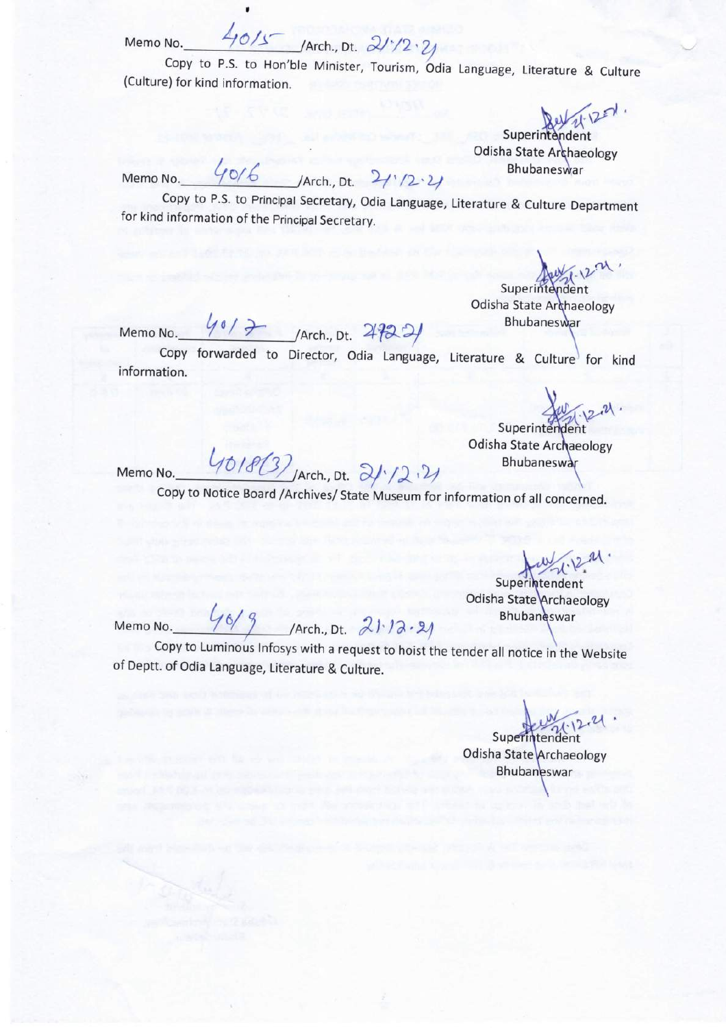Memo No. 4015 /Arch., Dt. 21.12.21

Copy to P.S. to Hon'ble Minister, Tourism, Odia Language, Literature & Culture (Culture) for kind information.

Superintendent
Odisha State Archaeology
Bhubaneswar

Memo No. 4016 /Arch., Dt. 21.12.21

Copy to P.S. to Principal Secretary, Odia Language, Literature & Culture Department for kind information of the Principal Secretary.

Superintendent
Odisha State Archaeology
Bhubaneswar

Memo No. 4017 /Arch., Dt. 21.12.21

Copy forwarded to Director, Odia Language, Literature & Culture for kind information.

Superintendent
Odisha State Archaeology
Bhubaneswar

Memo No. 4018(3) /Arch., Dt. 21.12.21

Copy to Notice Board /Archives/ State Museum for information of all concerned.

Superintendent
Odisha State Archaeology
Bhubaneswar

Memo No. 4019 /Arch., Dt. 21.12.21

Copy to Luminous Infosys with a request to hoist the tender all notice in the Website of Deptt. of Odia Language, Literature & Culture.

Superintendent
Odisha State Archaeology
Bhubaneswar